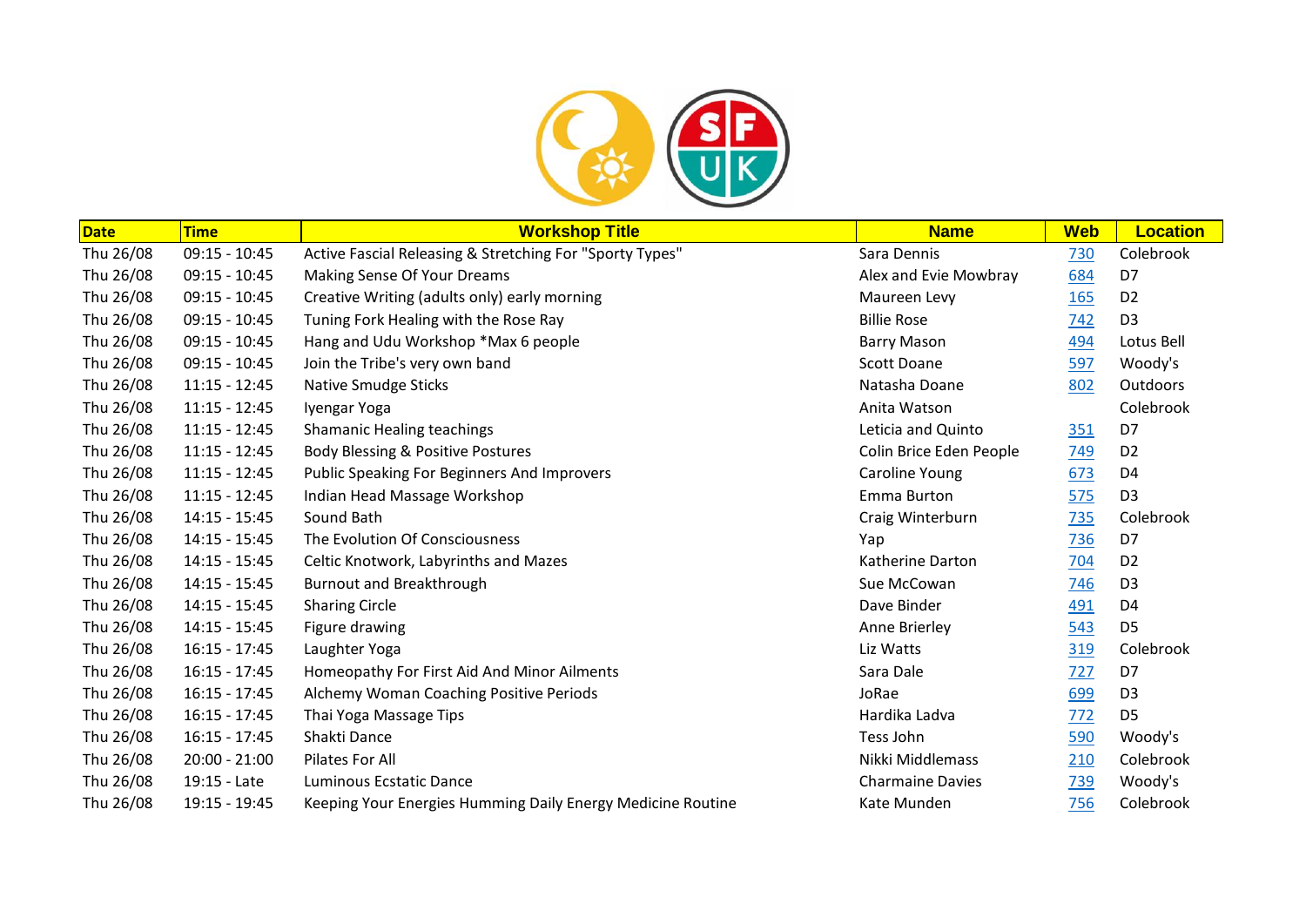| Date | Time | Workshop Title | Name | Web | Location |
|---|---|---|---|---|---|
| Thu 26/08 | 09:15 - 10:45 | Active Fascial Releasing & Stretching For "Sporty Types" | Sara Dennis | 730 | Colebrook |
| Thu 26/08 | 09:15 - 10:45 | Making Sense Of Your Dreams | Alex and Evie Mowbray | 684 | D7 |
| Thu 26/08 | 09:15 - 10:45 | Creative Writing (adults only) early morning | Maureen Levy | 165 | D2 |
| Thu 26/08 | 09:15 - 10:45 | Tuning Fork Healing with the Rose Ray | Billie Rose | 742 | D3 |
| Thu 26/08 | 09:15 - 10:45 | Hang and Udu Workshop *Max 6 people | Barry Mason | 494 | Lotus Bell |
| Thu 26/08 | 09:15 - 10:45 | Join the Tribe's very own band | Scott Doane | 597 | Woody's |
| Thu 26/08 | 11:15 - 12:45 | Native Smudge Sticks | Natasha Doane | 802 | Outdoors |
| Thu 26/08 | 11:15 - 12:45 | Iyengar Yoga | Anita Watson | | Colebrook |
| Thu 26/08 | 11:15 - 12:45 | Shamanic Healing teachings | Leticia and Quinto | 351 | D7 |
| Thu 26/08 | 11:15 - 12:45 | Body Blessing & Positive Postures | Colin Brice Eden People | 749 | D2 |
| Thu 26/08 | 11:15 - 12:45 | Public Speaking For Beginners And Improvers | Caroline Young | 673 | D4 |
| Thu 26/08 | 11:15 - 12:45 | Indian Head Massage Workshop | Emma Burton | 575 | D3 |
| Thu 26/08 | 14:15 - 15:45 | Sound Bath | Craig Winterburn | 735 | Colebrook |
| Thu 26/08 | 14:15 - 15:45 | The Evolution Of Consciousness | Yap | 736 | D7 |
| Thu 26/08 | 14:15 - 15:45 | Celtic Knotwork, Labyrinths and Mazes | Katherine Darton | 704 | D2 |
| Thu 26/08 | 14:15 - 15:45 | Burnout and Breakthrough | Sue McCowan | 746 | D3 |
| Thu 26/08 | 14:15 - 15:45 | Sharing Circle | Dave Binder | 491 | D4 |
| Thu 26/08 | 14:15 - 15:45 | Figure drawing | Anne Brierley | 543 | D5 |
| Thu 26/08 | 16:15 - 17:45 | Laughter Yoga | Liz Watts | 319 | Colebrook |
| Thu 26/08 | 16:15 - 17:45 | Homeopathy For First Aid And Minor Ailments | Sara Dale | 727 | D7 |
| Thu 26/08 | 16:15 - 17:45 | Alchemy Woman Coaching Positive Periods | JoRae | 699 | D3 |
| Thu 26/08 | 16:15 - 17:45 | Thai Yoga Massage Tips | Hardika Ladva | 772 | D5 |
| Thu 26/08 | 16:15 - 17:45 | Shakti Dance | Tess John | 590 | Woody's |
| Thu 26/08 | 20:00 - 21:00 | Pilates For All | Nikki Middlemass | 210 | Colebrook |
| Thu 26/08 | 19:15 - Late | Luminous Ecstatic Dance | Charmaine Davies | 739 | Woody's |
| Thu 26/08 | 19:15 - 19:45 | Keeping Your Energies Humming Daily Energy Medicine Routine | Kate Munden | 756 | Colebrook |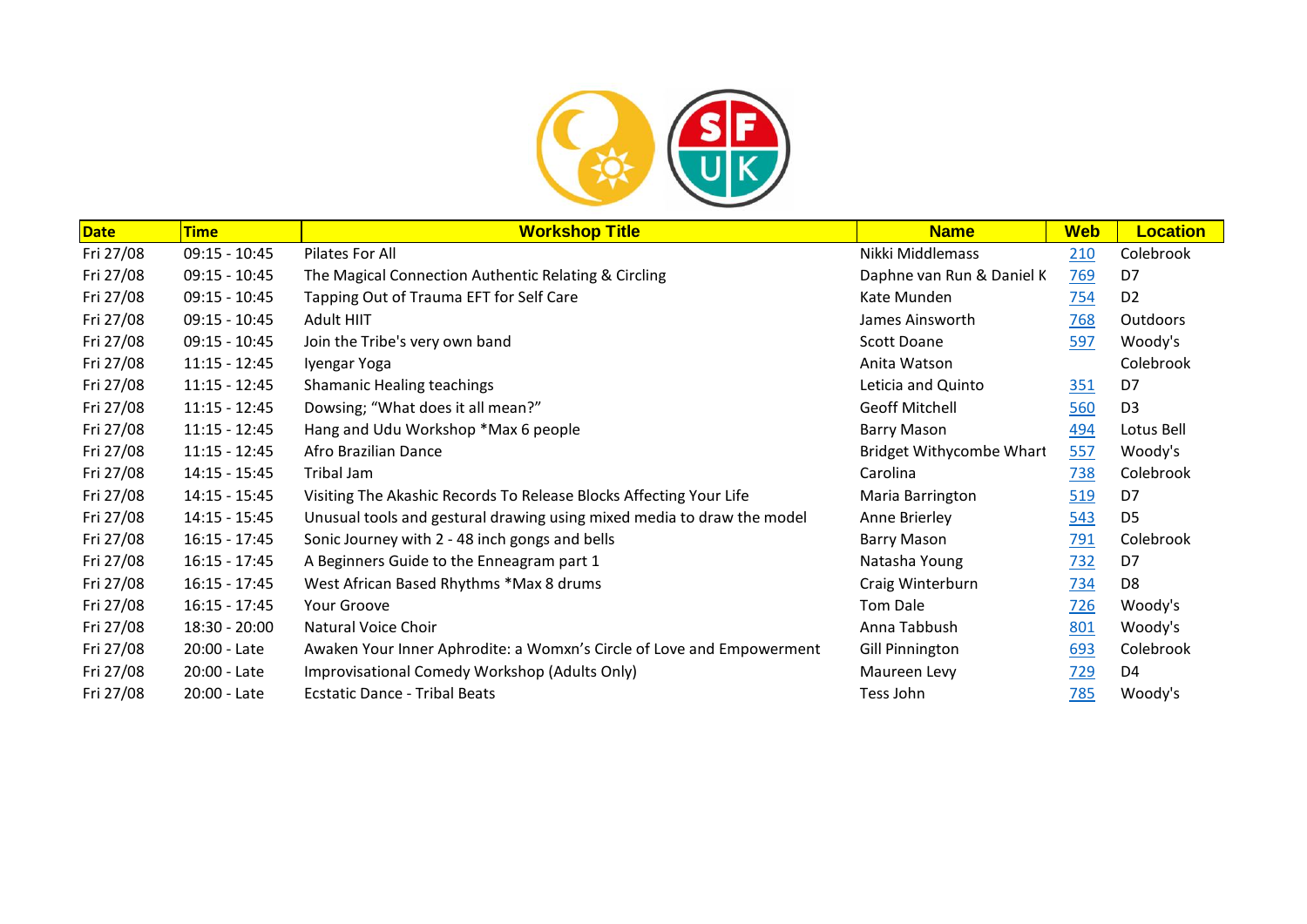| Date | Time | Workshop Title | Name | Web | Location |
|---|---|---|---|---|---|
| Fri 27/08 | 09:15 - 10:45 | Pilates For All | Nikki Middlemass | 210 | Colebrook |
| Fri 27/08 | 09:15 - 10:45 | The Magical Connection Authentic Relating & Circling | Daphne van Run & Daniel K | 769 | D7 |
| Fri 27/08 | 09:15 - 10:45 | Tapping Out of Trauma EFT for Self Care | Kate Munden | 754 | D2 |
| Fri 27/08 | 09:15 - 10:45 | Adult HIIT | James Ainsworth | 768 | Outdoors |
| Fri 27/08 | 09:15 - 10:45 | Join the Tribe's very own band | Scott Doane | 597 | Woody's |
| Fri 27/08 | 11:15 - 12:45 | Iyengar Yoga | Anita Watson | | Colebrook |
| Fri 27/08 | 11:15 - 12:45 | Shamanic Healing teachings | Leticia and Quinto | 351 | D7 |
| Fri 27/08 | 11:15 - 12:45 | Dowsing; "What does it all mean?" | Geoff Mitchell | 560 | D3 |
| Fri 27/08 | 11:15 - 12:45 | Hang and Udu Workshop *Max 6 people | Barry Mason | 494 | Lotus Bell |
| Fri 27/08 | 11:15 - 12:45 | Afro Brazilian Dance | Bridget Withycombe Whart | 557 | Woody's |
| Fri 27/08 | 14:15 - 15:45 | Tribal Jam | Carolina | 738 | Colebrook |
| Fri 27/08 | 14:15 - 15:45 | Visiting The Akashic Records To Release Blocks Affecting Your Life | Maria Barrington | 519 | D7 |
| Fri 27/08 | 14:15 - 15:45 | Unusual tools and gestural drawing using mixed media to draw the model | Anne Brierley | 543 | D5 |
| Fri 27/08 | 16:15 - 17:45 | Sonic Journey with 2 - 48 inch gongs and bells | Barry Mason | 791 | Colebrook |
| Fri 27/08 | 16:15 - 17:45 | A Beginners Guide to the Enneagram part 1 | Natasha Young | 732 | D7 |
| Fri 27/08 | 16:15 - 17:45 | West African Based Rhythms *Max 8 drums | Craig Winterburn | 734 | D8 |
| Fri 27/08 | 16:15 - 17:45 | Your Groove | Tom Dale | 726 | Woody's |
| Fri 27/08 | 18:30 - 20:00 | Natural Voice Choir | Anna Tabbush | 801 | Woody's |
| Fri 27/08 | 20:00 - Late | Awaken Your Inner Aphrodite: a Womxn's Circle of Love and Empowerment | Gill Pinnington | 693 | Colebrook |
| Fri 27/08 | 20:00 - Late | Improvisational Comedy Workshop (Adults Only) | Maureen Levy | 729 | D4 |
| Fri 27/08 | 20:00 - Late | Ecstatic Dance - Tribal Beats | Tess John | 785 | Woody's |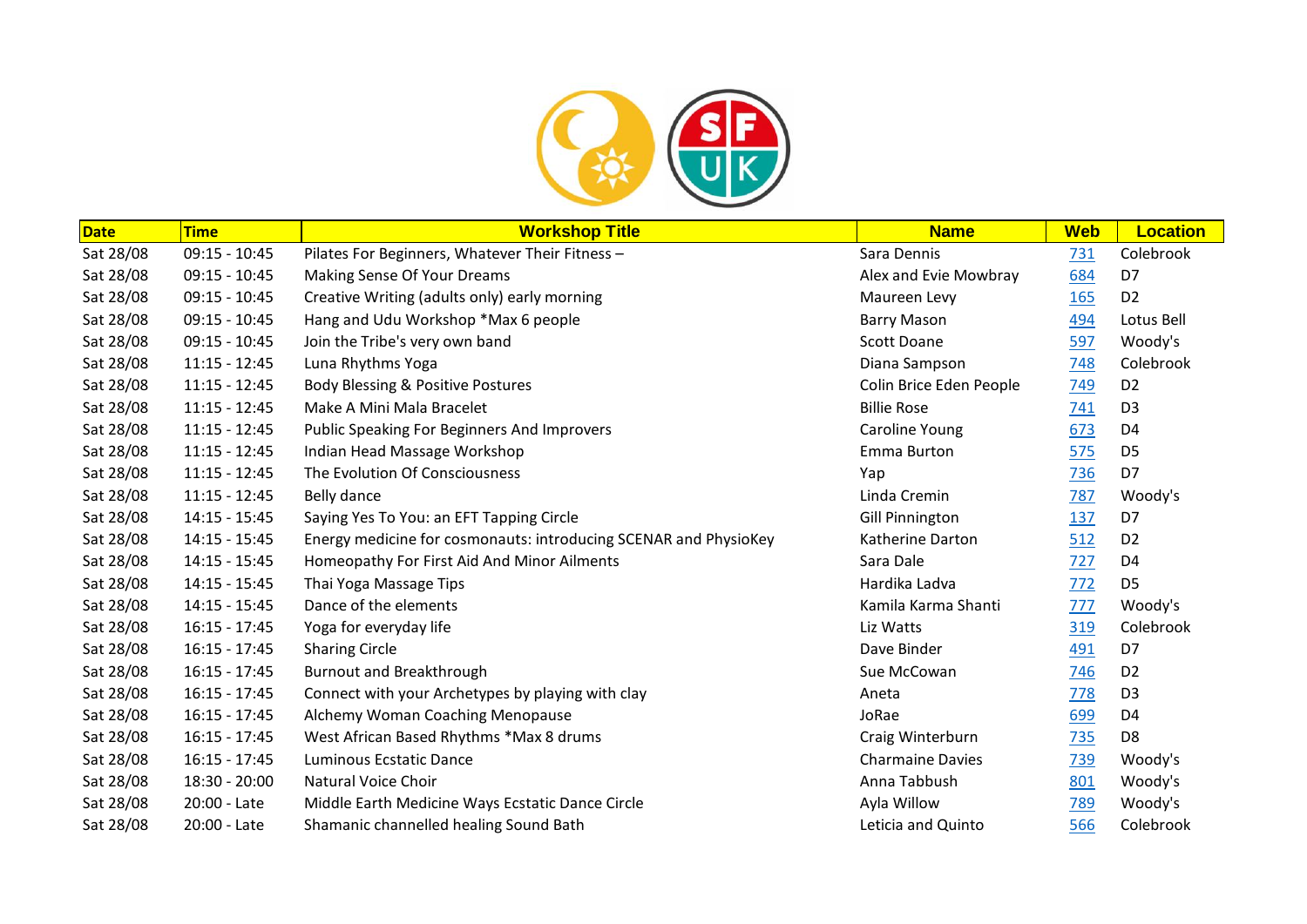| Date | Time | Workshop Title | Name | Web | Location |
|---|---|---|---|---|---|
| Sat 28/08 | 09:15 - 10:45 | Pilates For Beginners, Whatever Their Fitness – | Sara Dennis | 731 | Colebrook |
| Sat 28/08 | 09:15 - 10:45 | Making Sense Of Your Dreams | Alex and Evie Mowbray | 684 | D7 |
| Sat 28/08 | 09:15 - 10:45 | Creative Writing (adults only) early morning | Maureen Levy | 165 | D2 |
| Sat 28/08 | 09:15 - 10:45 | Hang and Udu Workshop *Max 6 people | Barry Mason | 494 | Lotus Bell |
| Sat 28/08 | 09:15 - 10:45 | Join the Tribe's very own band | Scott Doane | 597 | Woody's |
| Sat 28/08 | 11:15 - 12:45 | Luna Rhythms Yoga | Diana Sampson | 748 | Colebrook |
| Sat 28/08 | 11:15 - 12:45 | Body Blessing & Positive Postures | Colin Brice Eden People | 749 | D2 |
| Sat 28/08 | 11:15 - 12:45 | Make A Mini Mala Bracelet | Billie Rose | 741 | D3 |
| Sat 28/08 | 11:15 - 12:45 | Public Speaking For Beginners And Improvers | Caroline Young | 673 | D4 |
| Sat 28/08 | 11:15 - 12:45 | Indian Head Massage Workshop | Emma Burton | 575 | D5 |
| Sat 28/08 | 11:15 - 12:45 | The Evolution Of Consciousness | Yap | 736 | D7 |
| Sat 28/08 | 11:15 - 12:45 | Belly dance | Linda Cremin | 787 | Woody's |
| Sat 28/08 | 14:15 - 15:45 | Saying Yes To You: an EFT Tapping Circle | Gill Pinnington | 137 | D7 |
| Sat 28/08 | 14:15 - 15:45 | Energy medicine for cosmonauts: introducing SCENAR and PhysioKey | Katherine Darton | 512 | D2 |
| Sat 28/08 | 14:15 - 15:45 | Homeopathy For First Aid And Minor Ailments | Sara Dale | 727 | D4 |
| Sat 28/08 | 14:15 - 15:45 | Thai Yoga Massage Tips | Hardika Ladva | 772 | D5 |
| Sat 28/08 | 14:15 - 15:45 | Dance of the elements | Kamila Karma Shanti | 777 | Woody's |
| Sat 28/08 | 16:15 - 17:45 | Yoga for everyday life | Liz Watts | 319 | Colebrook |
| Sat 28/08 | 16:15 - 17:45 | Sharing Circle | Dave Binder | 491 | D7 |
| Sat 28/08 | 16:15 - 17:45 | Burnout and Breakthrough | Sue McCowan | 746 | D2 |
| Sat 28/08 | 16:15 - 17:45 | Connect with your Archetypes by playing with clay | Aneta | 778 | D3 |
| Sat 28/08 | 16:15 - 17:45 | Alchemy Woman Coaching Menopause | JoRae | 699 | D4 |
| Sat 28/08 | 16:15 - 17:45 | West African Based Rhythms *Max 8 drums | Craig Winterburn | 735 | D8 |
| Sat 28/08 | 16:15 - 17:45 | Luminous Ecstatic Dance | Charmaine Davies | 739 | Woody's |
| Sat 28/08 | 18:30 - 20:00 | Natural Voice Choir | Anna Tabbush | 801 | Woody's |
| Sat 28/08 | 20:00 - Late | Middle Earth Medicine Ways Ecstatic Dance Circle | Ayla Willow | 789 | Woody's |
| Sat 28/08 | 20:00 - Late | Shamanic channelled healing Sound Bath | Leticia and Quinto | 566 | Colebrook |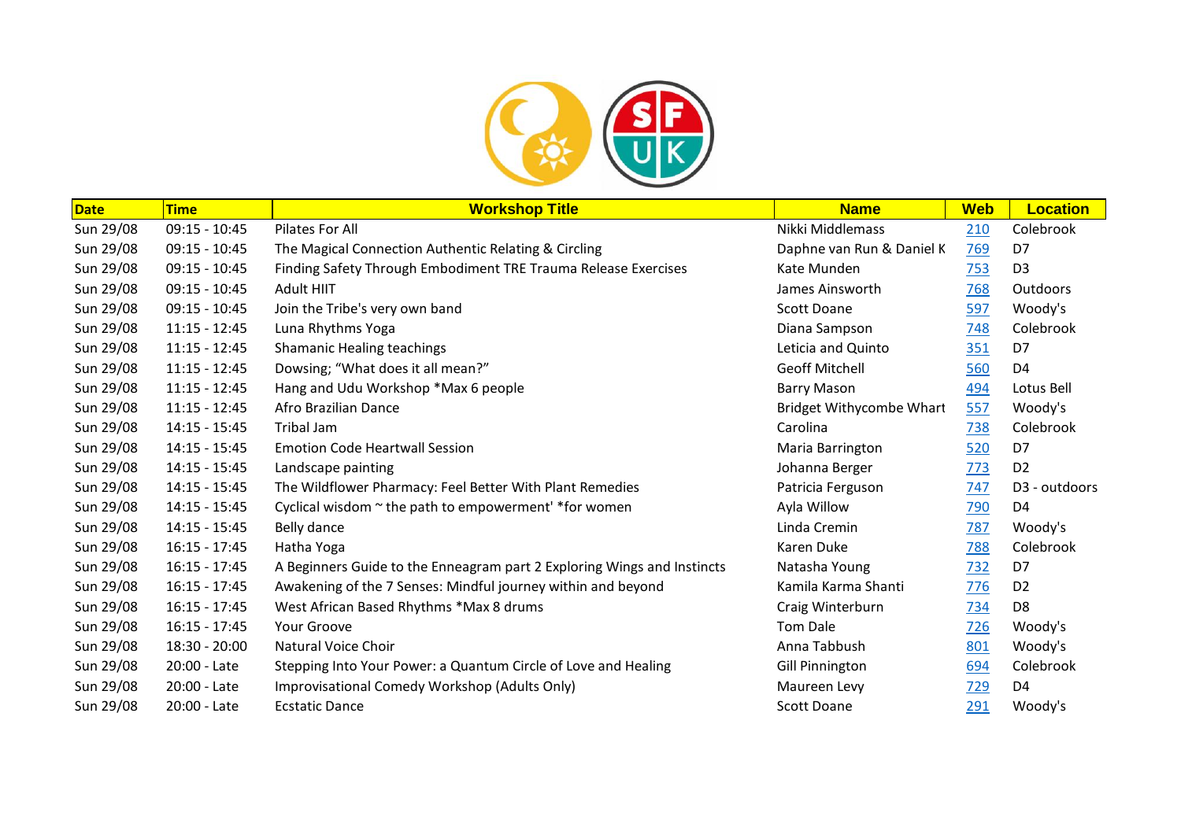| Date | Time | Workshop Title | Name | Web | Location |
|---|---|---|---|---|---|
| Sun 29/08 | 09:15 - 10:45 | Pilates For All | Nikki Middlemass | 210 | Colebrook |
| Sun 29/08 | 09:15 - 10:45 | The Magical Connection Authentic Relating & Circling | Daphne van Run & Daniel K | 769 | D7 |
| Sun 29/08 | 09:15 - 10:45 | Finding Safety Through Embodiment TRE Trauma Release Exercises | Kate Munden | 753 | D3 |
| Sun 29/08 | 09:15 - 10:45 | Adult HIIT | James Ainsworth | 768 | Outdoors |
| Sun 29/08 | 09:15 - 10:45 | Join the Tribe's very own band | Scott Doane | 597 | Woody's |
| Sun 29/08 | 11:15 - 12:45 | Luna Rhythms Yoga | Diana Sampson | 748 | Colebrook |
| Sun 29/08 | 11:15 - 12:45 | Shamanic Healing teachings | Leticia and Quinto | 351 | D7 |
| Sun 29/08 | 11:15 - 12:45 | Dowsing; "What does it all mean?" | Geoff Mitchell | 560 | D4 |
| Sun 29/08 | 11:15 - 12:45 | Hang and Udu Workshop *Max 6 people | Barry Mason | 494 | Lotus Bell |
| Sun 29/08 | 11:15 - 12:45 | Afro Brazilian Dance | Bridget Withycombe Whart | 557 | Woody's |
| Sun 29/08 | 14:15 - 15:45 | Tribal Jam | Carolina | 738 | Colebrook |
| Sun 29/08 | 14:15 - 15:45 | Emotion Code Heartwall Session | Maria Barrington | 520 | D7 |
| Sun 29/08 | 14:15 - 15:45 | Landscape painting | Johanna Berger | 773 | D2 |
| Sun 29/08 | 14:15 - 15:45 | The Wildflower Pharmacy: Feel Better With Plant Remedies | Patricia Ferguson | 747 | D3 - outdoors |
| Sun 29/08 | 14:15 - 15:45 | Cyclical wisdom ~ the path to empowerment' *for women | Ayla Willow | 790 | D4 |
| Sun 29/08 | 14:15 - 15:45 | Belly dance | Linda Cremin | 787 | Woody's |
| Sun 29/08 | 16:15 - 17:45 | Hatha Yoga | Karen Duke | 788 | Colebrook |
| Sun 29/08 | 16:15 - 17:45 | A Beginners Guide to the Enneagram part 2 Exploring Wings and Instincts | Natasha Young | 732 | D7 |
| Sun 29/08 | 16:15 - 17:45 | Awakening of the 7 Senses: Mindful journey within and beyond | Kamila Karma Shanti | 776 | D2 |
| Sun 29/08 | 16:15 - 17:45 | West African Based Rhythms *Max 8 drums | Craig Winterburn | 734 | D8 |
| Sun 29/08 | 16:15 - 17:45 | Your Groove | Tom Dale | 726 | Woody's |
| Sun 29/08 | 18:30 - 20:00 | Natural Voice Choir | Anna Tabbush | 801 | Woody's |
| Sun 29/08 | 20:00 - Late | Stepping Into Your Power: a Quantum Circle of Love and Healing | Gill Pinnington | 694 | Colebrook |
| Sun 29/08 | 20:00 - Late | Improvisational Comedy Workshop (Adults Only) | Maureen Levy | 729 | D4 |
| Sun 29/08 | 20:00 - Late | Ecstatic Dance | Scott Doane | 291 | Woody's |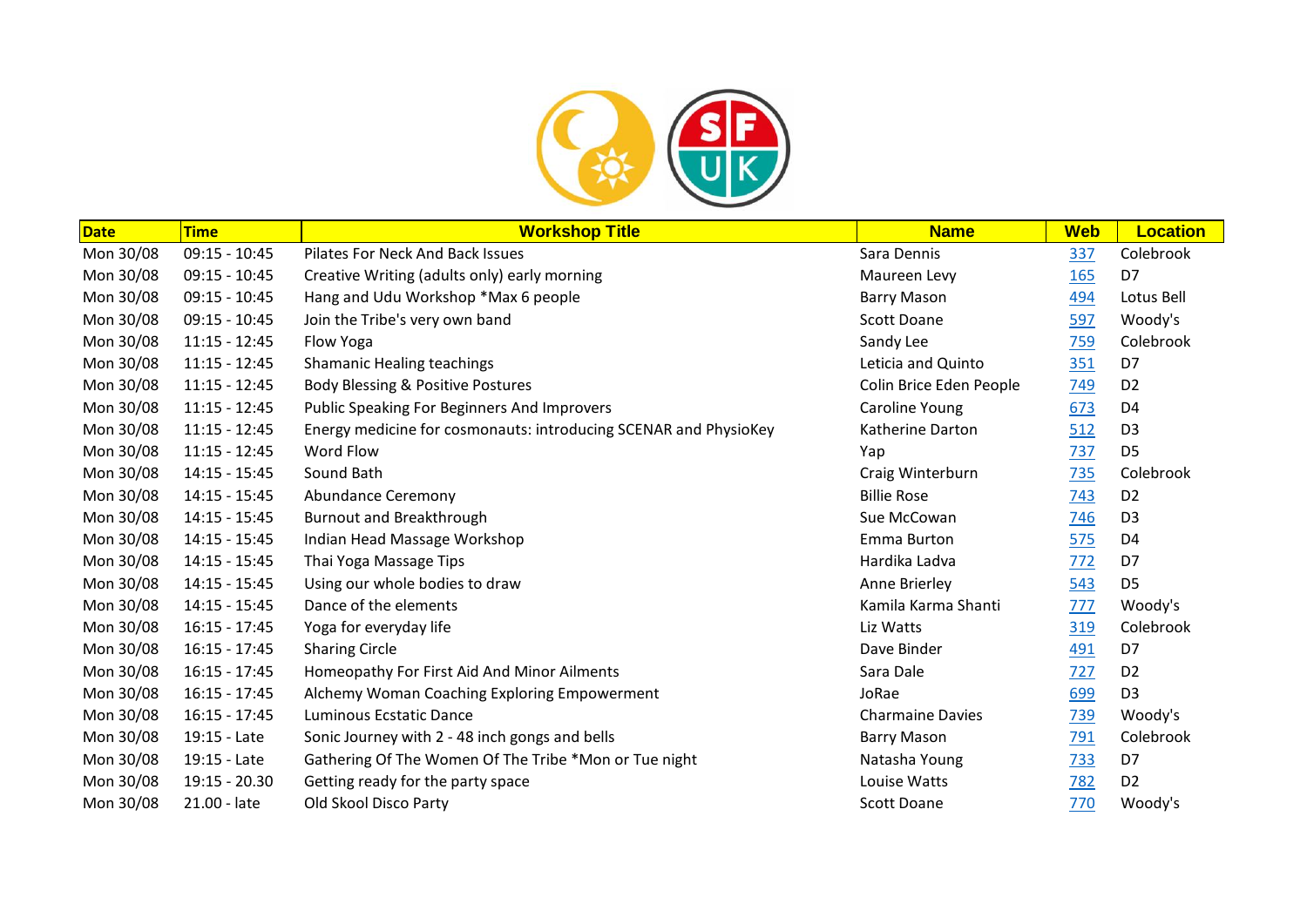| Date | Time | Workshop Title | Name | Web | Location |
|---|---|---|---|---|---|
| Mon 30/08 | 09:15 - 10:45 | Pilates For Neck And Back Issues | Sara Dennis | 337 | Colebrook |
| Mon 30/08 | 09:15 - 10:45 | Creative Writing (adults only) early morning | Maureen Levy | 165 | D7 |
| Mon 30/08 | 09:15 - 10:45 | Hang and Udu Workshop *Max 6 people | Barry Mason | 494 | Lotus Bell |
| Mon 30/08 | 09:15 - 10:45 | Join the Tribe's very own band | Scott Doane | 597 | Woody's |
| Mon 30/08 | 11:15 - 12:45 | Flow Yoga | Sandy Lee | 759 | Colebrook |
| Mon 30/08 | 11:15 - 12:45 | Shamanic Healing teachings | Leticia and Quinto | 351 | D7 |
| Mon 30/08 | 11:15 - 12:45 | Body Blessing & Positive Postures | Colin Brice Eden People | 749 | D2 |
| Mon 30/08 | 11:15 - 12:45 | Public Speaking For Beginners And Improvers | Caroline Young | 673 | D4 |
| Mon 30/08 | 11:15 - 12:45 | Energy medicine for cosmonauts: introducing SCENAR and PhysioKey | Katherine Darton | 512 | D3 |
| Mon 30/08 | 11:15 - 12:45 | Word Flow | Yap | 737 | D5 |
| Mon 30/08 | 14:15 - 15:45 | Sound Bath | Craig Winterburn | 735 | Colebrook |
| Mon 30/08 | 14:15 - 15:45 | Abundance Ceremony | Billie Rose | 743 | D2 |
| Mon 30/08 | 14:15 - 15:45 | Burnout and Breakthrough | Sue McCowan | 746 | D3 |
| Mon 30/08 | 14:15 - 15:45 | Indian Head Massage Workshop | Emma Burton | 575 | D4 |
| Mon 30/08 | 14:15 - 15:45 | Thai Yoga Massage Tips | Hardika Ladva | 772 | D7 |
| Mon 30/08 | 14:15 - 15:45 | Using our whole bodies to draw | Anne Brierley | 543 | D5 |
| Mon 30/08 | 14:15 - 15:45 | Dance of the elements | Kamila Karma Shanti | 777 | Woody's |
| Mon 30/08 | 16:15 - 17:45 | Yoga for everyday life | Liz Watts | 319 | Colebrook |
| Mon 30/08 | 16:15 - 17:45 | Sharing Circle | Dave Binder | 491 | D7 |
| Mon 30/08 | 16:15 - 17:45 | Homeopathy For First Aid And Minor Ailments | Sara Dale | 727 | D2 |
| Mon 30/08 | 16:15 - 17:45 | Alchemy Woman Coaching Exploring Empowerment | JoRae | 699 | D3 |
| Mon 30/08 | 16:15 - 17:45 | Luminous Ecstatic Dance | Charmaine Davies | 739 | Woody's |
| Mon 30/08 | 19:15 - Late | Sonic Journey with 2 - 48 inch gongs and bells | Barry Mason | 791 | Colebrook |
| Mon 30/08 | 19:15 - Late | Gathering Of The Women Of The Tribe *Mon or Tue night | Natasha Young | 733 | D7 |
| Mon 30/08 | 19:15 - 20.30 | Getting ready for the party space | Louise Watts | 782 | D2 |
| Mon 30/08 | 21.00 - late | Old Skool Disco Party | Scott Doane | 770 | Woody's |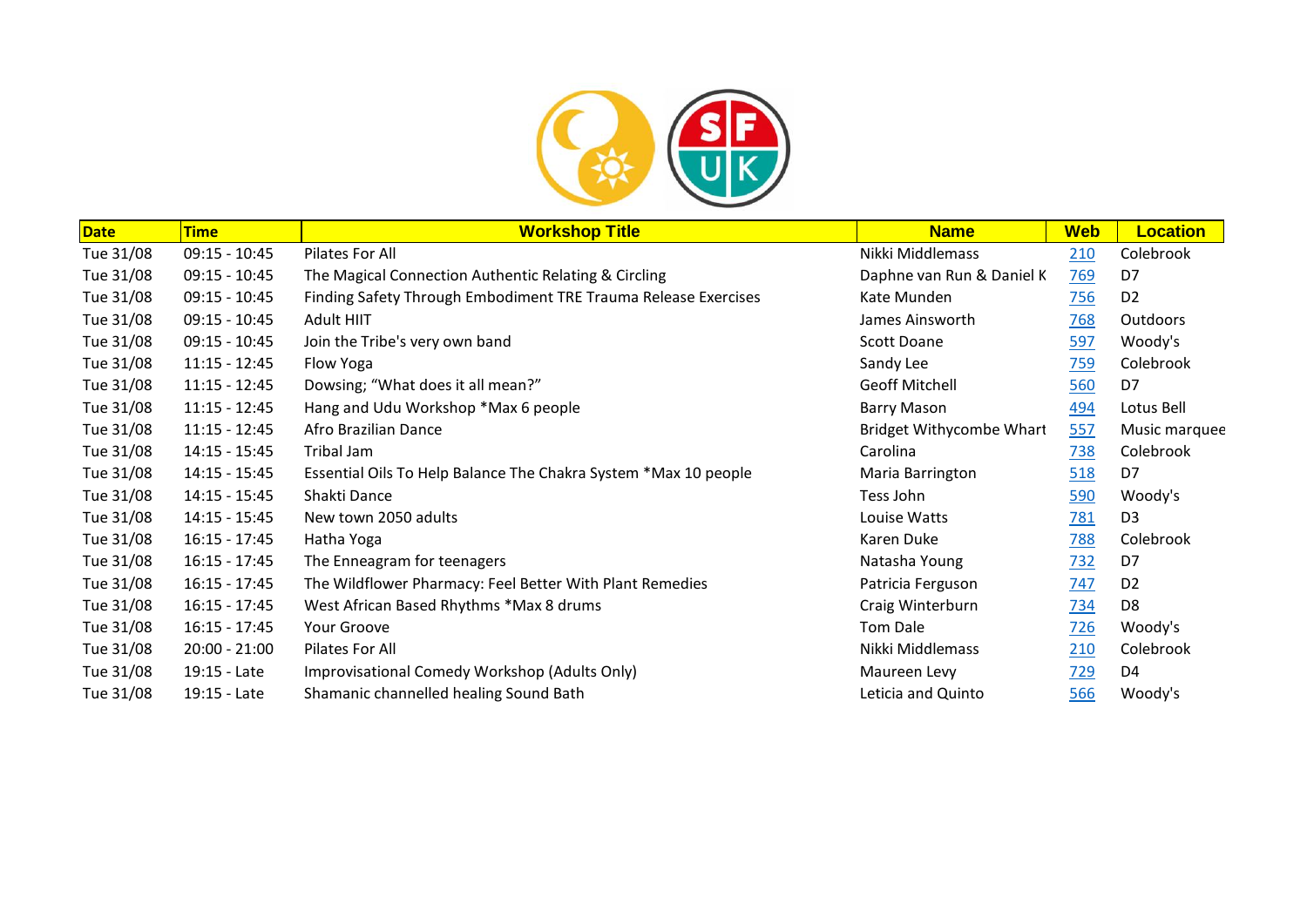| Date | Time | Workshop Title | Name | Web | Location |
|---|---|---|---|---|---|
| Tue 31/08 | 09:15 - 10:45 | Pilates For All | Nikki Middlemass | 210 | Colebrook |
| Tue 31/08 | 09:15 - 10:45 | The Magical Connection Authentic Relating & Circling | Daphne van Run & Daniel K | 769 | D7 |
| Tue 31/08 | 09:15 - 10:45 | Finding Safety Through Embodiment TRE Trauma Release Exercises | Kate Munden | 756 | D2 |
| Tue 31/08 | 09:15 - 10:45 | Adult HIIT | James Ainsworth | 768 | Outdoors |
| Tue 31/08 | 09:15 - 10:45 | Join the Tribe's very own band | Scott Doane | 597 | Woody's |
| Tue 31/08 | 11:15 - 12:45 | Flow Yoga | Sandy Lee | 759 | Colebrook |
| Tue 31/08 | 11:15 - 12:45 | Dowsing; “What does it all mean?” | Geoff Mitchell | 560 | D7 |
| Tue 31/08 | 11:15 - 12:45 | Hang and Udu Workshop *Max 6 people | Barry Mason | 494 | Lotus Bell |
| Tue 31/08 | 11:15 - 12:45 | Afro Brazilian Dance | Bridget Withycombe Whart | 557 | Music marquee |
| Tue 31/08 | 14:15 - 15:45 | Tribal Jam | Carolina | 738 | Colebrook |
| Tue 31/08 | 14:15 - 15:45 | Essential Oils To Help Balance The Chakra System *Max 10 people | Maria Barrington | 518 | D7 |
| Tue 31/08 | 14:15 - 15:45 | Shakti Dance | Tess John | 590 | Woody's |
| Tue 31/08 | 14:15 - 15:45 | New town 2050 adults | Louise Watts | 781 | D3 |
| Tue 31/08 | 16:15 - 17:45 | Hatha Yoga | Karen Duke | 788 | Colebrook |
| Tue 31/08 | 16:15 - 17:45 | The Enneagram for teenagers | Natasha Young | 732 | D7 |
| Tue 31/08 | 16:15 - 17:45 | The Wildflower Pharmacy: Feel Better With Plant Remedies | Patricia Ferguson | 747 | D2 |
| Tue 31/08 | 16:15 - 17:45 | West African Based Rhythms *Max 8 drums | Craig Winterburn | 734 | D8 |
| Tue 31/08 | 16:15 - 17:45 | Your Groove | Tom Dale | 726 | Woody's |
| Tue 31/08 | 20:00 - 21:00 | Pilates For All | Nikki Middlemass | 210 | Colebrook |
| Tue 31/08 | 19:15 - Late | Improvisational Comedy Workshop (Adults Only) | Maureen Levy | 729 | D4 |
| Tue 31/08 | 19:15 - Late | Shamanic channelled healing Sound Bath | Leticia and Quinto | 566 | Woody's |